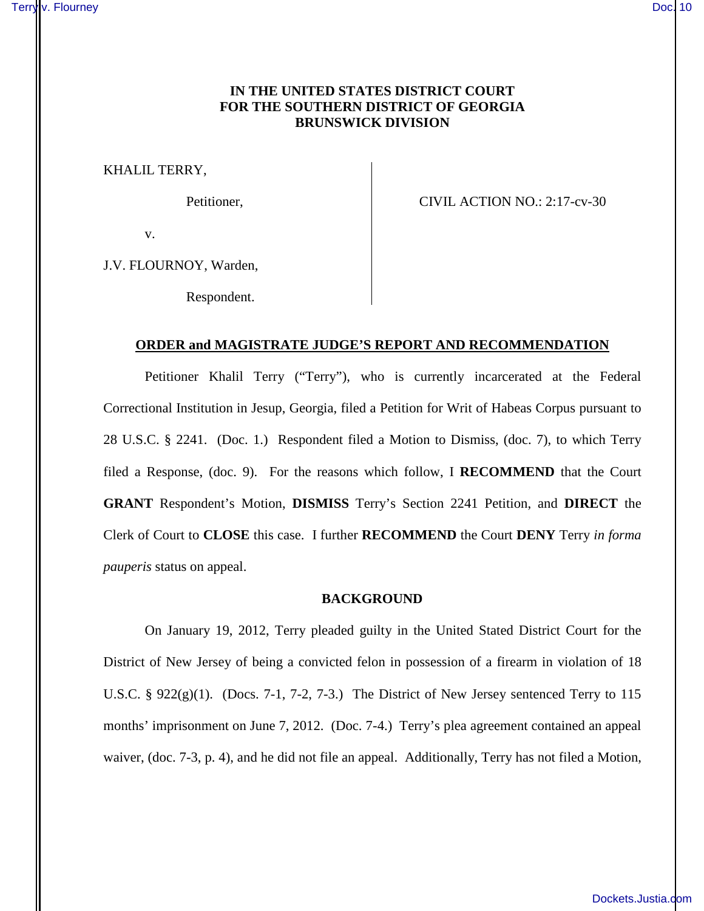**IN THE UNITED STATES DISTRICT COURT**
**FOR THE SOUTHERN DISTRICT OF GEORGIA**
**BRUNSWICK DIVISION**

| | |
|---|---|
| KHALIL TERRY, | |
| Petitioner, | CIVIL ACTION NO.: 2:17-cv-30 |
| v. | |
| J.V. FLOURNOY, Warden, | |
| Respondent. | |

## ORDER and MAGISTRATE JUDGE'S REPORT AND RECOMMENDATION

Petitioner Khalil Terry ("Terry"), who is currently incarcerated at the Federal Correctional Institution in Jesup, Georgia, filed a Petition for Writ of Habeas Corpus pursuant to 28 U.S.C. § 2241. (Doc. 1.) Respondent filed a Motion to Dismiss, (doc. 7), to which Terry filed a Response, (doc. 9). For the reasons which follow, I **RECOMMEND** that the Court **GRANT** Respondent's Motion, **DISMISS** Terry's Section 2241 Petition, and **DIRECT** the Clerk of Court to **CLOSE** this case. I further **RECOMMEND** the Court **DENY** Terry *in forma pauperis* status on appeal.

### BACKGROUND

On January 19, 2012, Terry pleaded guilty in the United Stated District Court for the District of New Jersey of being a convicted felon in possession of a firearm in violation of 18 U.S.C. § 922(g)(1). (Docs. 7-1, 7-2, 7-3.) The District of New Jersey sentenced Terry to 115 months' imprisonment on June 7, 2012. (Doc. 7-4.) Terry's plea agreement contained an appeal waiver, (doc. 7-3, p. 4), and he did not file an appeal. Additionally, Terry has not filed a Motion,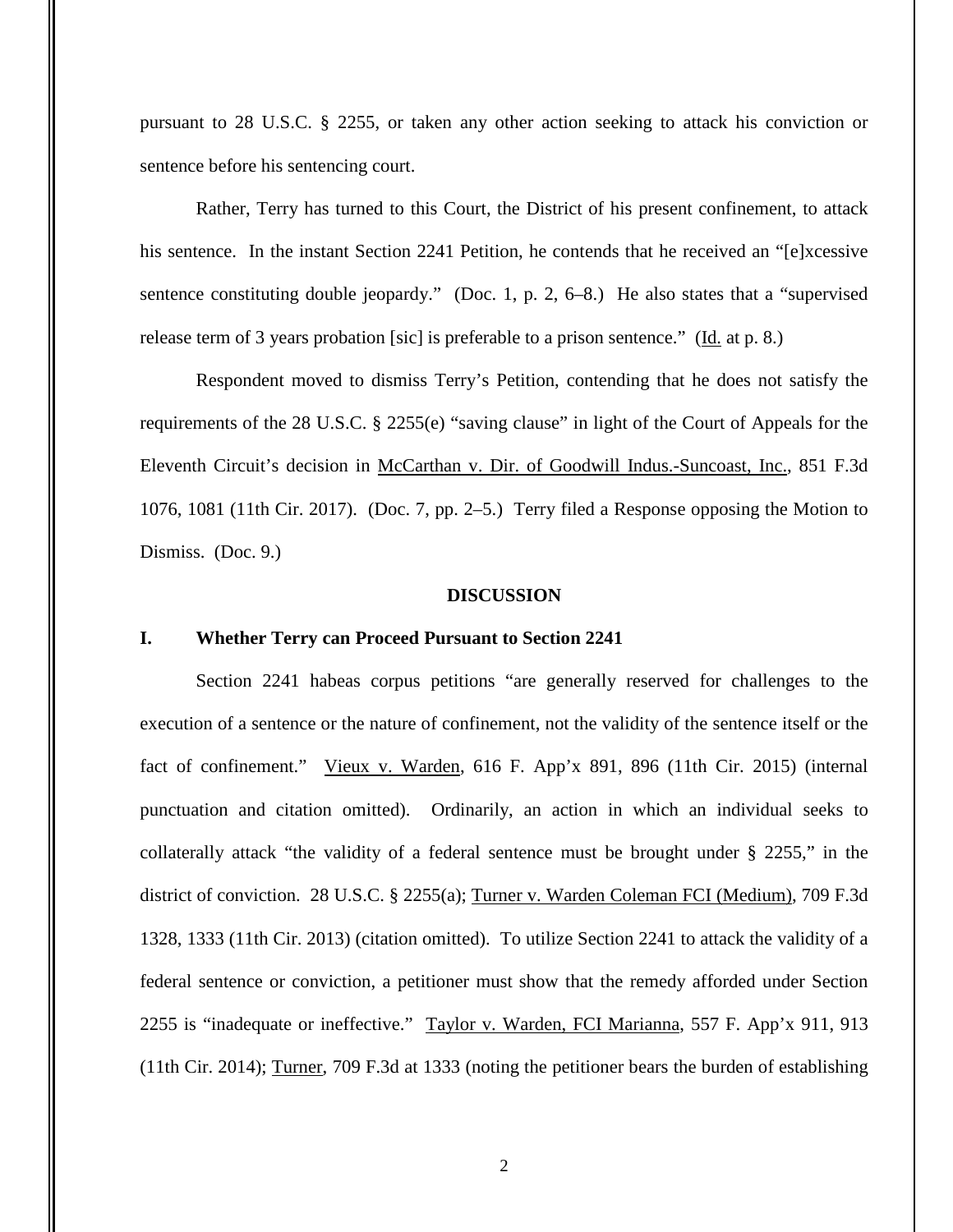pursuant to 28 U.S.C. § 2255, or taken any other action seeking to attack his conviction or sentence before his sentencing court.

Rather, Terry has turned to this Court, the District of his present confinement, to attack his sentence. In the instant Section 2241 Petition, he contends that he received an "[e]xcessive sentence constituting double jeopardy." (Doc. 1, p. 2, 6–8.) He also states that a "supervised release term of 3 years probation [sic] is preferable to a prison sentence." (Id. at p. 8.)

Respondent moved to dismiss Terry's Petition, contending that he does not satisfy the requirements of the 28 U.S.C. § 2255(e) "saving clause" in light of the Court of Appeals for the Eleventh Circuit's decision in McCarthan v. Dir. of Goodwill Indus.-Suncoast, Inc., 851 F.3d 1076, 1081 (11th Cir. 2017). (Doc. 7, pp. 2–5.) Terry filed a Response opposing the Motion to Dismiss. (Doc. 9.)

## DISCUSSION

### I. Whether Terry can Proceed Pursuant to Section 2241

Section 2241 habeas corpus petitions "are generally reserved for challenges to the execution of a sentence or the nature of confinement, not the validity of the sentence itself or the fact of confinement." Vieux v. Warden, 616 F. App'x 891, 896 (11th Cir. 2015) (internal punctuation and citation omitted). Ordinarily, an action in which an individual seeks to collaterally attack "the validity of a federal sentence must be brought under § 2255," in the district of conviction. 28 U.S.C. § 2255(a); Turner v. Warden Coleman FCI (Medium), 709 F.3d 1328, 1333 (11th Cir. 2013) (citation omitted). To utilize Section 2241 to attack the validity of a federal sentence or conviction, a petitioner must show that the remedy afforded under Section 2255 is "inadequate or ineffective." Taylor v. Warden, FCI Marianna, 557 F. App'x 911, 913 (11th Cir. 2014); Turner, 709 F.3d at 1333 (noting the petitioner bears the burden of establishing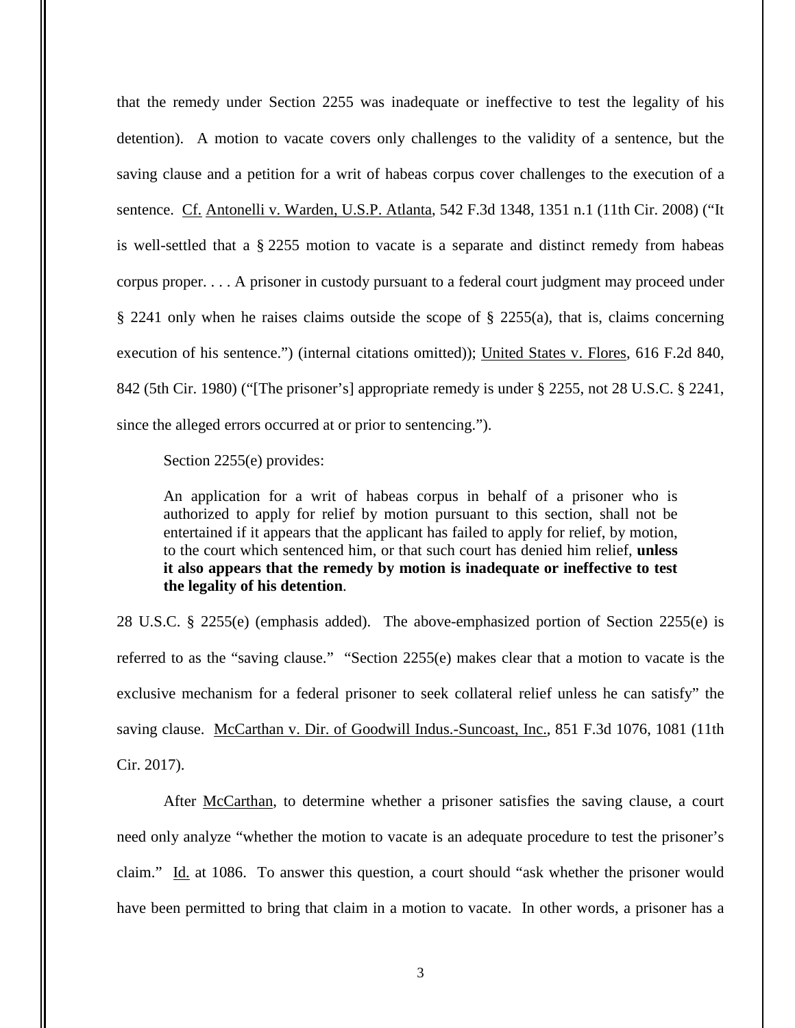that the remedy under Section 2255 was inadequate or ineffective to test the legality of his detention). A motion to vacate covers only challenges to the validity of a sentence, but the saving clause and a petition for a writ of habeas corpus cover challenges to the execution of a sentence. Cf. Antonelli v. Warden, U.S.P. Atlanta, 542 F.3d 1348, 1351 n.1 (11th Cir. 2008) ("It is well-settled that a § 2255 motion to vacate is a separate and distinct remedy from habeas corpus proper. . . . A prisoner in custody pursuant to a federal court judgment may proceed under § 2241 only when he raises claims outside the scope of § 2255(a), that is, claims concerning execution of his sentence.") (internal citations omitted)); United States v. Flores, 616 F.2d 840, 842 (5th Cir. 1980) ("[The prisoner's] appropriate remedy is under § 2255, not 28 U.S.C. § 2241, since the alleged errors occurred at or prior to sentencing.").

Section 2255(e) provides:

> An application for a writ of habeas corpus in behalf of a prisoner who is authorized to apply for relief by motion pursuant to this section, shall not be entertained if it appears that the applicant has failed to apply for relief, by motion, to the court which sentenced him, or that such court has denied him relief, **unless it also appears that the remedy by motion is inadequate or ineffective to test the legality of his detention**.

28 U.S.C. § 2255(e) (emphasis added). The above-emphasized portion of Section 2255(e) is referred to as the "saving clause." "Section 2255(e) makes clear that a motion to vacate is the exclusive mechanism for a federal prisoner to seek collateral relief unless he can satisfy" the saving clause. McCarthan v. Dir. of Goodwill Indus.-Suncoast, Inc., 851 F.3d 1076, 1081 (11th Cir. 2017).

After McCarthan, to determine whether a prisoner satisfies the saving clause, a court need only analyze "whether the motion to vacate is an adequate procedure to test the prisoner's claim." Id. at 1086. To answer this question, a court should "ask whether the prisoner would have been permitted to bring that claim in a motion to vacate. In other words, a prisoner has a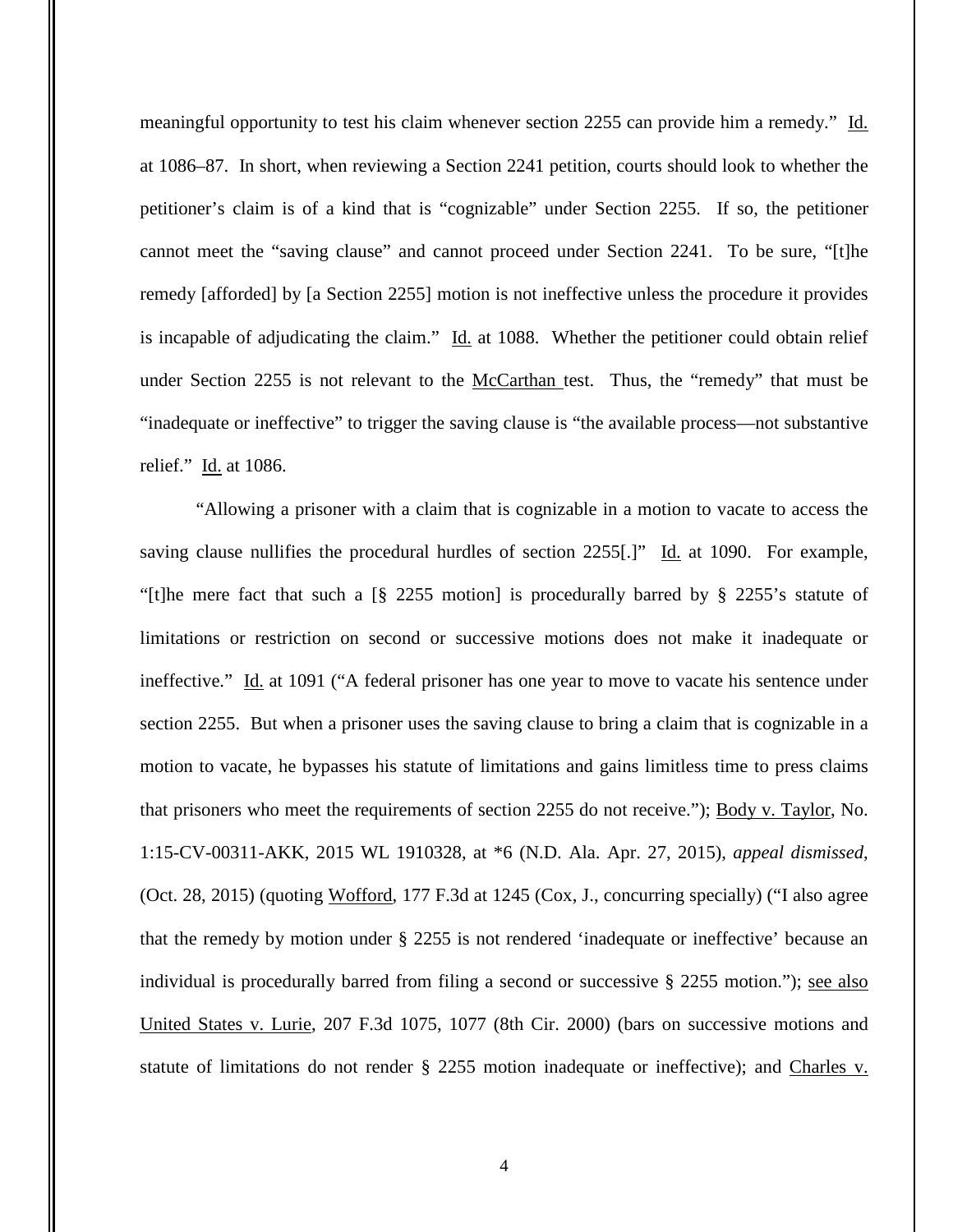meaningful opportunity to test his claim whenever section 2255 can provide him a remedy." Id. at 1086–87. In short, when reviewing a Section 2241 petition, courts should look to whether the petitioner's claim is of a kind that is "cognizable" under Section 2255. If so, the petitioner cannot meet the "saving clause" and cannot proceed under Section 2241. To be sure, "[t]he remedy [afforded] by [a Section 2255] motion is not ineffective unless the procedure it provides is incapable of adjudicating the claim." Id. at 1088. Whether the petitioner could obtain relief under Section 2255 is not relevant to the McCarthan test. Thus, the "remedy" that must be "inadequate or ineffective" to trigger the saving clause is "the available process—not substantive relief." Id. at 1086.

"Allowing a prisoner with a claim that is cognizable in a motion to vacate to access the saving clause nullifies the procedural hurdles of section 2255[.]" Id. at 1090. For example, "[t]he mere fact that such a [§ 2255 motion] is procedurally barred by § 2255's statute of limitations or restriction on second or successive motions does not make it inadequate or ineffective." Id. at 1091 ("A federal prisoner has one year to move to vacate his sentence under section 2255. But when a prisoner uses the saving clause to bring a claim that is cognizable in a motion to vacate, he bypasses his statute of limitations and gains limitless time to press claims that prisoners who meet the requirements of section 2255 do not receive."); Body v. Taylor, No. 1:15-CV-00311-AKK, 2015 WL 1910328, at *6 (N.D. Ala. Apr. 27, 2015), *appeal dismissed*, (Oct. 28, 2015) (quoting Wofford, 177 F.3d at 1245 (Cox, J., concurring specially) ("I also agree that the remedy by motion under § 2255 is not rendered 'inadequate or ineffective' because an individual is procedurally barred from filing a second or successive § 2255 motion."); see also United States v. Lurie, 207 F.3d 1075, 1077 (8th Cir. 2000) (bars on successive motions and statute of limitations do not render § 2255 motion inadequate or ineffective); and Charles v.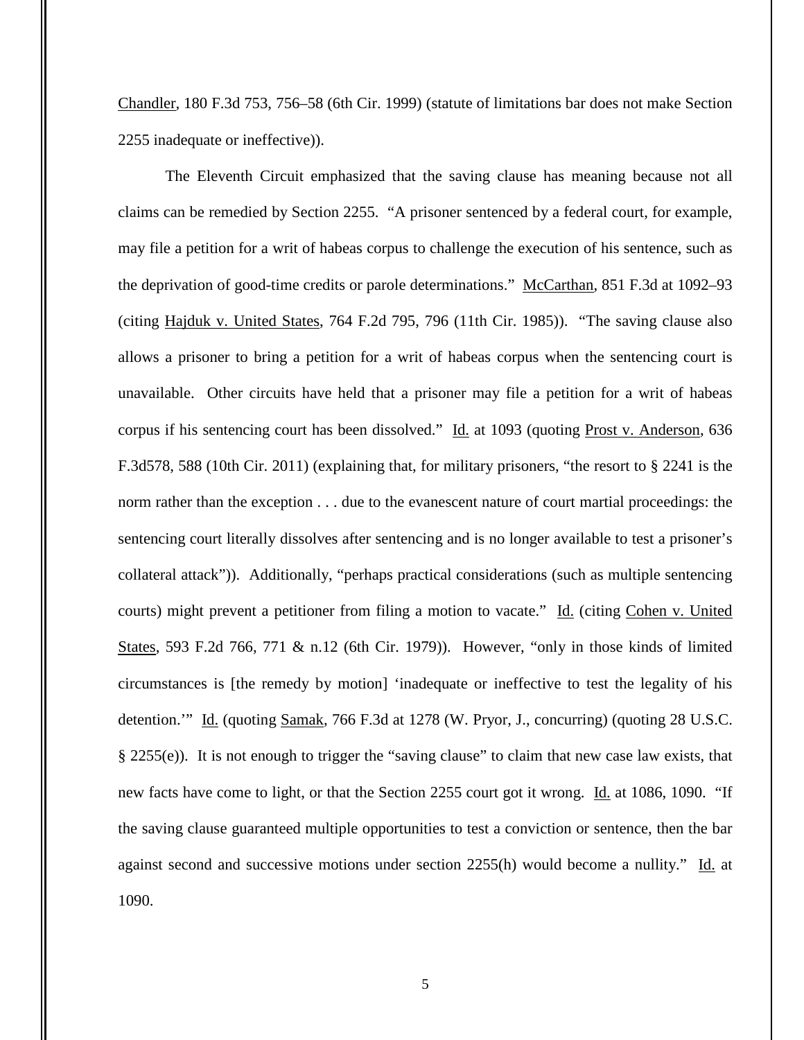Chandler, 180 F.3d 753, 756–58 (6th Cir. 1999) (statute of limitations bar does not make Section 2255 inadequate or ineffective)).

The Eleventh Circuit emphasized that the saving clause has meaning because not all claims can be remedied by Section 2255. "A prisoner sentenced by a federal court, for example, may file a petition for a writ of habeas corpus to challenge the execution of his sentence, such as the deprivation of good-time credits or parole determinations." McCarthan, 851 F.3d at 1092–93 (citing Hajduk v. United States, 764 F.2d 795, 796 (11th Cir. 1985)). "The saving clause also allows a prisoner to bring a petition for a writ of habeas corpus when the sentencing court is unavailable. Other circuits have held that a prisoner may file a petition for a writ of habeas corpus if his sentencing court has been dissolved." Id. at 1093 (quoting Prost v. Anderson, 636 F.3d578, 588 (10th Cir. 2011) (explaining that, for military prisoners, "the resort to § 2241 is the norm rather than the exception . . . due to the evanescent nature of court martial proceedings: the sentencing court literally dissolves after sentencing and is no longer available to test a prisoner's collateral attack")). Additionally, "perhaps practical considerations (such as multiple sentencing courts) might prevent a petitioner from filing a motion to vacate." Id. (citing Cohen v. United States, 593 F.2d 766, 771 & n.12 (6th Cir. 1979)). However, "only in those kinds of limited circumstances is [the remedy by motion] 'inadequate or ineffective to test the legality of his detention.'" Id. (quoting Samak, 766 F.3d at 1278 (W. Pryor, J., concurring) (quoting 28 U.S.C. § 2255(e)). It is not enough to trigger the "saving clause" to claim that new case law exists, that new facts have come to light, or that the Section 2255 court got it wrong. Id. at 1086, 1090. "If the saving clause guaranteed multiple opportunities to test a conviction or sentence, then the bar against second and successive motions under section 2255(h) would become a nullity." Id. at 1090.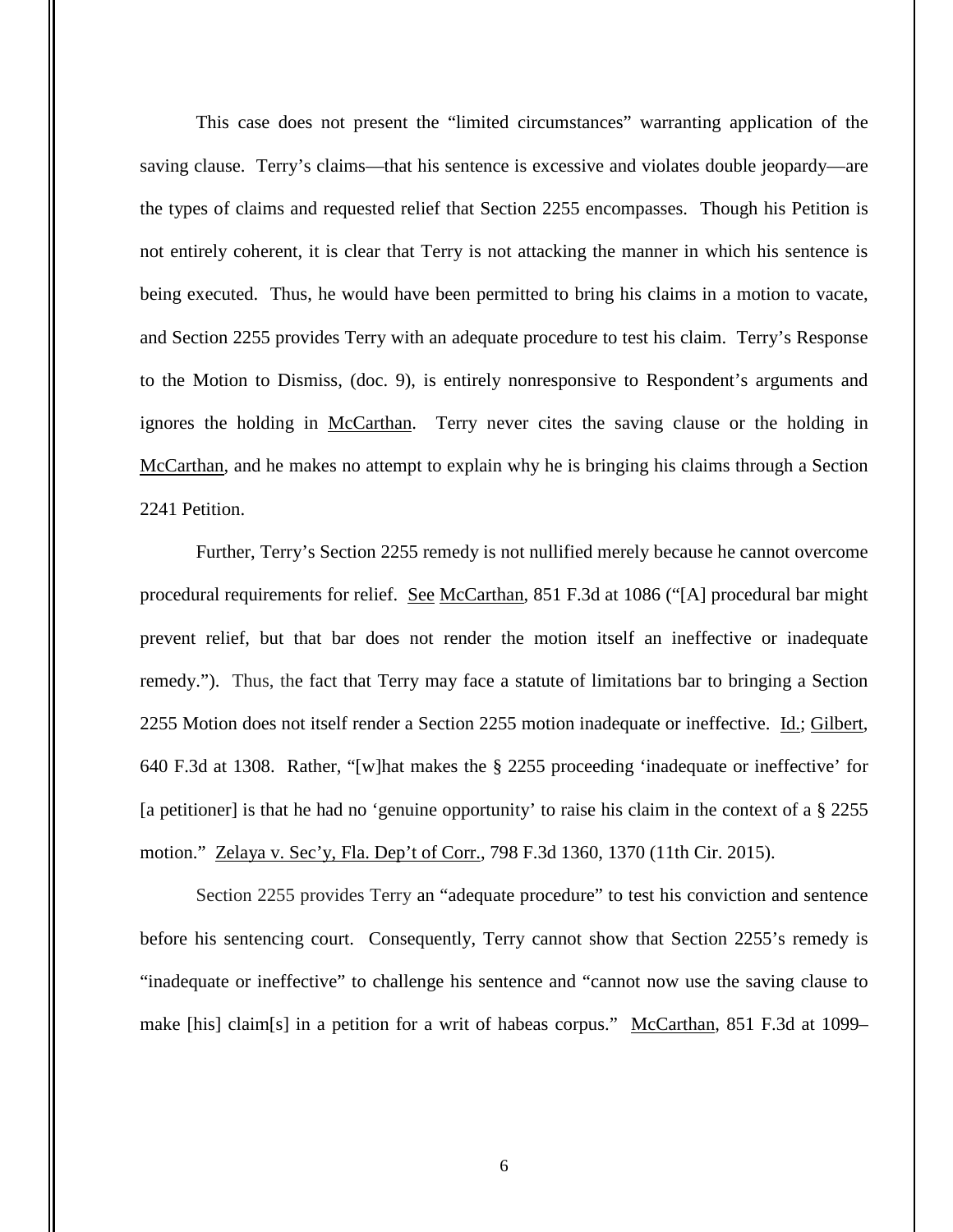This case does not present the "limited circumstances" warranting application of the saving clause. Terry's claims—that his sentence is excessive and violates double jeopardy—are the types of claims and requested relief that Section 2255 encompasses. Though his Petition is not entirely coherent, it is clear that Terry is not attacking the manner in which his sentence is being executed. Thus, he would have been permitted to bring his claims in a motion to vacate, and Section 2255 provides Terry with an adequate procedure to test his claim. Terry's Response to the Motion to Dismiss, (doc. 9), is entirely nonresponsive to Respondent's arguments and ignores the holding in McCarthan. Terry never cites the saving clause or the holding in McCarthan, and he makes no attempt to explain why he is bringing his claims through a Section 2241 Petition.

Further, Terry's Section 2255 remedy is not nullified merely because he cannot overcome procedural requirements for relief. See McCarthan, 851 F.3d at 1086 ("[A] procedural bar might prevent relief, but that bar does not render the motion itself an ineffective or inadequate remedy."). Thus, the fact that Terry may face a statute of limitations bar to bringing a Section 2255 Motion does not itself render a Section 2255 motion inadequate or ineffective. Id.; Gilbert, 640 F.3d at 1308. Rather, "[w]hat makes the § 2255 proceeding 'inadequate or ineffective' for [a petitioner] is that he had no 'genuine opportunity' to raise his claim in the context of a § 2255 motion." Zelaya v. Sec'y, Fla. Dep't of Corr., 798 F.3d 1360, 1370 (11th Cir. 2015).

Section 2255 provides Terry an "adequate procedure" to test his conviction and sentence before his sentencing court. Consequently, Terry cannot show that Section 2255's remedy is "inadequate or ineffective" to challenge his sentence and "cannot now use the saving clause to make [his] claim[s] in a petition for a writ of habeas corpus." McCarthan, 851 F.3d at 1099–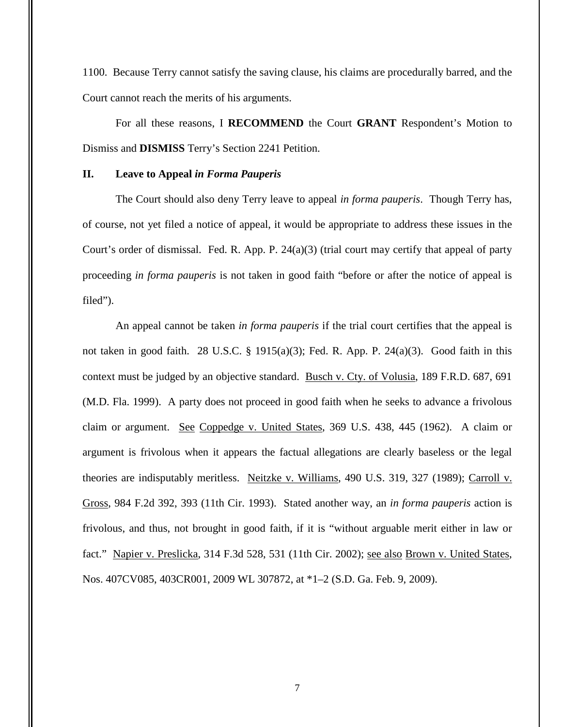1100. Because Terry cannot satisfy the saving clause, his claims are procedurally barred, and the Court cannot reach the merits of his arguments.

For all these reasons, I **RECOMMEND** the Court **GRANT** Respondent's Motion to Dismiss and **DISMISS** Terry's Section 2241 Petition.

## II. Leave to Appeal *in Forma Pauperis*

The Court should also deny Terry leave to appeal *in forma pauperis*. Though Terry has, of course, not yet filed a notice of appeal, it would be appropriate to address these issues in the Court's order of dismissal. Fed. R. App. P. 24(a)(3) (trial court may certify that appeal of party proceeding *in forma pauperis* is not taken in good faith "before or after the notice of appeal is filed").

An appeal cannot be taken *in forma pauperis* if the trial court certifies that the appeal is not taken in good faith. 28 U.S.C. § 1915(a)(3); Fed. R. App. P. 24(a)(3). Good faith in this context must be judged by an objective standard. Busch v. Cty. of Volusia, 189 F.R.D. 687, 691 (M.D. Fla. 1999). A party does not proceed in good faith when he seeks to advance a frivolous claim or argument. See Coppedge v. United States, 369 U.S. 438, 445 (1962). A claim or argument is frivolous when it appears the factual allegations are clearly baseless or the legal theories are indisputably meritless. Neitzke v. Williams, 490 U.S. 319, 327 (1989); Carroll v. Gross, 984 F.2d 392, 393 (11th Cir. 1993). Stated another way, an *in forma pauperis* action is frivolous, and thus, not brought in good faith, if it is "without arguable merit either in law or fact." Napier v. Preslicka, 314 F.3d 528, 531 (11th Cir. 2002); see also Brown v. United States, Nos. 407CV085, 403CR001, 2009 WL 307872, at *1–2 (S.D. Ga. Feb. 9, 2009).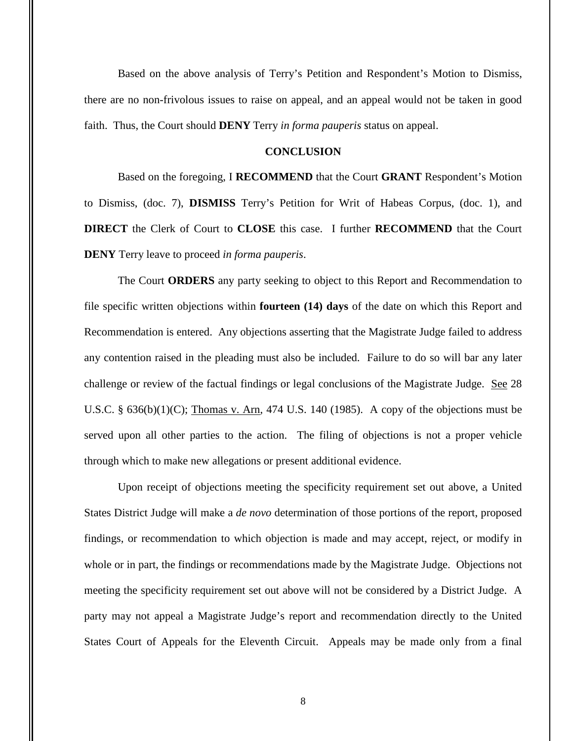Based on the above analysis of Terry's Petition and Respondent's Motion to Dismiss, there are no non-frivolous issues to raise on appeal, and an appeal would not be taken in good faith. Thus, the Court should **DENY** Terry *in forma pauperis* status on appeal.

## CONCLUSION

Based on the foregoing, I **RECOMMEND** that the Court **GRANT** Respondent's Motion to Dismiss, (doc. 7), **DISMISS** Terry's Petition for Writ of Habeas Corpus, (doc. 1), and **DIRECT** the Clerk of Court to **CLOSE** this case. I further **RECOMMEND** that the Court **DENY** Terry leave to proceed *in forma pauperis*.

The Court **ORDERS** any party seeking to object to this Report and Recommendation to file specific written objections within **fourteen (14) days** of the date on which this Report and Recommendation is entered. Any objections asserting that the Magistrate Judge failed to address any contention raised in the pleading must also be included. Failure to do so will bar any later challenge or review of the factual findings or legal conclusions of the Magistrate Judge. See 28 U.S.C. § 636(b)(1)(C); Thomas v. Arn, 474 U.S. 140 (1985). A copy of the objections must be served upon all other parties to the action. The filing of objections is not a proper vehicle through which to make new allegations or present additional evidence.

Upon receipt of objections meeting the specificity requirement set out above, a United States District Judge will make a *de novo* determination of those portions of the report, proposed findings, or recommendation to which objection is made and may accept, reject, or modify in whole or in part, the findings or recommendations made by the Magistrate Judge. Objections not meeting the specificity requirement set out above will not be considered by a District Judge. A party may not appeal a Magistrate Judge's report and recommendation directly to the United States Court of Appeals for the Eleventh Circuit. Appeals may be made only from a final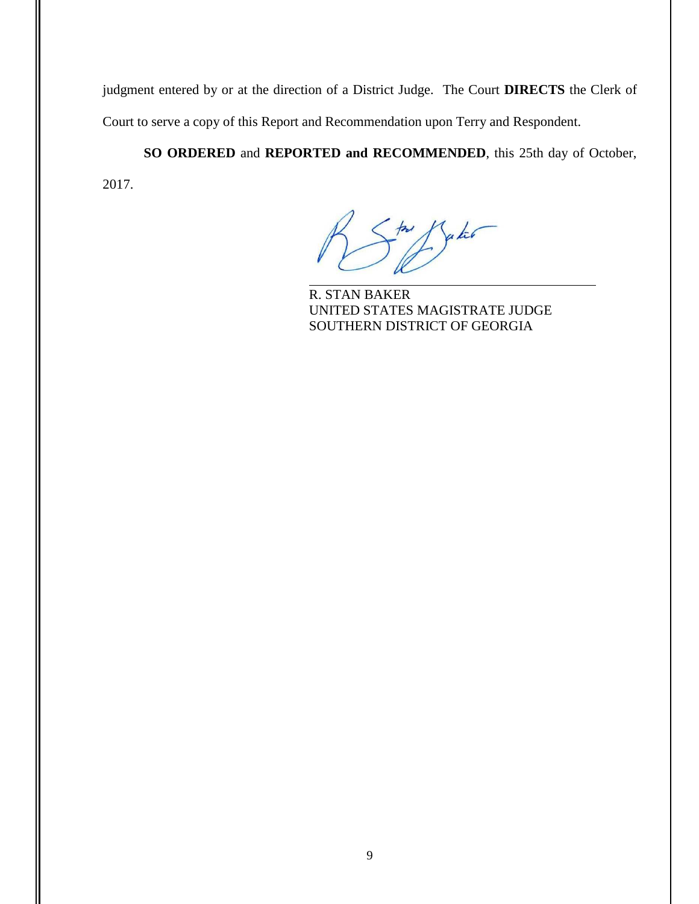judgment entered by or at the direction of a District Judge. The Court **DIRECTS** the Clerk of Court to serve a copy of this Report and Recommendation upon Terry and Respondent.

**SO ORDERED** and **REPORTED and RECOMMENDED**, this 25th day of October, 2017.

R. STAN BAKER
UNITED STATES MAGISTRATE JUDGE
SOUTHERN DISTRICT OF GEORGIA